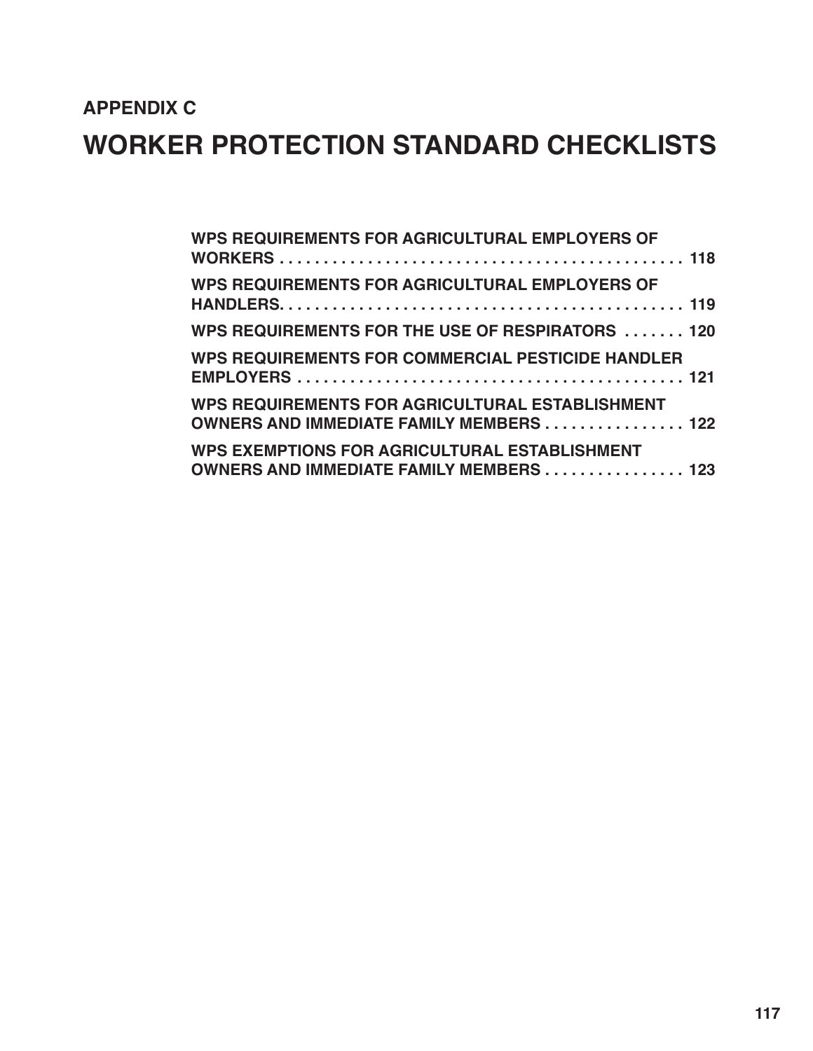## APPENDIX C

# WORKER PROTECTION STANDARD CHECKLISTS

**WPS REQUIREMENTS FOR AGRICULTURAL EMPLOYERS OF WORKERS . . . . . . . . . . . . . . . . . . . . . . . . . . . . . . . . . . . . . . . . . . . . . 118**

**WPS REQUIREMENTS FOR AGRICULTURAL EMPLOYERS OF HANDLERS. . . . . . . . . . . . . . . . . . . . . . . . . . . . . . . . . . . . . . . . . . . . . 119**

**WPS REQUIREMENTS FOR THE USE OF RESPIRATORS . . . . . . . 120**

**WPS REQUIREMENTS FOR COMMERCIAL PESTICIDE HANDLER EMPLOYERS . . . . . . . . . . . . . . . . . . . . . . . . . . . . . . . . . . . . . . . . . . . 121**

**WPS REQUIREMENTS FOR AGRICULTURAL ESTABLISHMENT OWNERS AND IMMEDIATE FAMILY MEMBERS . . . . . . . . . . . . . . . . 122**

**WPS EXEMPTIONS FOR AGRICULTURAL ESTABLISHMENT OWNERS AND IMMEDIATE FAMILY MEMBERS . . . . . . . . . . . . . . . . 123**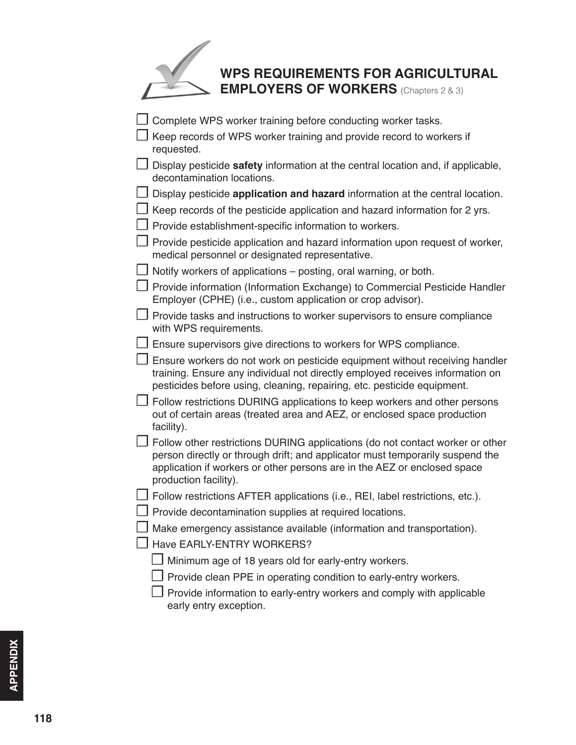## WPS REQUIREMENTS FOR AGRICULTURAL EMPLOYERS OF WORKERS (Chapters 2 & 3)

- ☐ Complete WPS worker training before conducting worker tasks.
- ☐ Keep records of WPS worker training and provide record to workers if requested.
- ☐ Display pesticide **safety** information at the central location and, if applicable, decontamination locations.
- ☐ Display pesticide **application and hazard** information at the central location.
- ☐ Keep records of the pesticide application and hazard information for 2 yrs.
- ☐ Provide establishment-specific information to workers.
- ☐ Provide pesticide application and hazard information upon request of worker, medical personnel or designated representative.
- ☐ Notify workers of applications – posting, oral warning, or both.
- ☐ Provide information (Information Exchange) to Commercial Pesticide Handler Employer (CPHE) (i.e., custom application or crop advisor).
- ☐ Provide tasks and instructions to worker supervisors to ensure compliance with WPS requirements.
- ☐ Ensure supervisors give directions to workers for WPS compliance.
- ☐ Ensure workers do not work on pesticide equipment without receiving handler training. Ensure any individual not directly employed receives information on pesticides before using, cleaning, repairing, etc. pesticide equipment.
- ☐ Follow restrictions DURING applications to keep workers and other persons out of certain areas (treated area and AEZ, or enclosed space production facility).
- ☐ Follow other restrictions DURING applications (do not contact worker or other person directly or through drift; and applicator must temporarily suspend the application if workers or other persons are in the AEZ or enclosed space production facility).
- ☐ Follow restrictions AFTER applications (i.e., REI, label restrictions, etc.).
- ☐ Provide decontamination supplies at required locations.
- ☐ Make emergency assistance available (information and transportation).
- ☐ Have EARLY-ENTRY WORKERS?
  - ☐ Minimum age of 18 years old for early-entry workers.
  - ☐ Provide clean PPE in operating condition to early-entry workers.
  - ☐ Provide information to early-entry workers and comply with applicable early entry exception.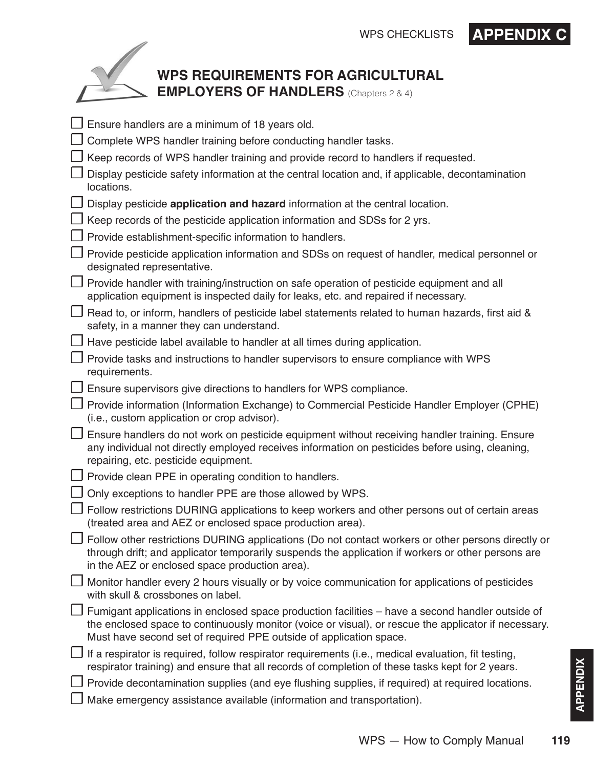# WPS REQUIREMENTS FOR AGRICULTURAL EMPLOYERS OF HANDLERS (Chapters 2 & 4)

- ☐ Ensure handlers are a minimum of 18 years old.
- ☐ Complete WPS handler training before conducting handler tasks.
- ☐ Keep records of WPS handler training and provide record to handlers if requested.
- ☐ Display pesticide safety information at the central location and, if applicable, decontamination locations.
- ☐ Display pesticide **application and hazard** information at the central location.
- ☐ Keep records of the pesticide application information and SDSs for 2 yrs.
- ☐ Provide establishment-specific information to handlers.
- ☐ Provide pesticide application information and SDSs on request of handler, medical personnel or designated representative.
- ☐ Provide handler with training/instruction on safe operation of pesticide equipment and all application equipment is inspected daily for leaks, etc. and repaired if necessary.
- ☐ Read to, or inform, handlers of pesticide label statements related to human hazards, first aid & safety, in a manner they can understand.
- ☐ Have pesticide label available to handler at all times during application.
- ☐ Provide tasks and instructions to handler supervisors to ensure compliance with WPS requirements.
- ☐ Ensure supervisors give directions to handlers for WPS compliance.
- ☐ Provide information (Information Exchange) to Commercial Pesticide Handler Employer (CPHE) (i.e., custom application or crop advisor).
- ☐ Ensure handlers do not work on pesticide equipment without receiving handler training. Ensure any individual not directly employed receives information on pesticides before using, cleaning, repairing, etc. pesticide equipment.
- ☐ Provide clean PPE in operating condition to handlers.
- ☐ Only exceptions to handler PPE are those allowed by WPS.
- ☐ Follow restrictions DURING applications to keep workers and other persons out of certain areas (treated area and AEZ or enclosed space production area).
- ☐ Follow other restrictions DURING applications (Do not contact workers or other persons directly or through drift; and applicator temporarily suspends the application if workers or other persons are in the AEZ or enclosed space production area).
- ☐ Monitor handler every 2 hours visually or by voice communication for applications of pesticides with skull & crossbones on label.
- ☐ Fumigant applications in enclosed space production facilities – have a second handler outside of the enclosed space to continuously monitor (voice or visual), or rescue the applicator if necessary. Must have second set of required PPE outside of application space.
- ☐ If a respirator is required, follow respirator requirements (i.e., medical evaluation, fit testing, respirator training) and ensure that all records of completion of these tasks kept for 2 years.
- ☐ Provide decontamination supplies (and eye flushing supplies, if required) at required locations.
- ☐ Make emergency assistance available (information and transportation).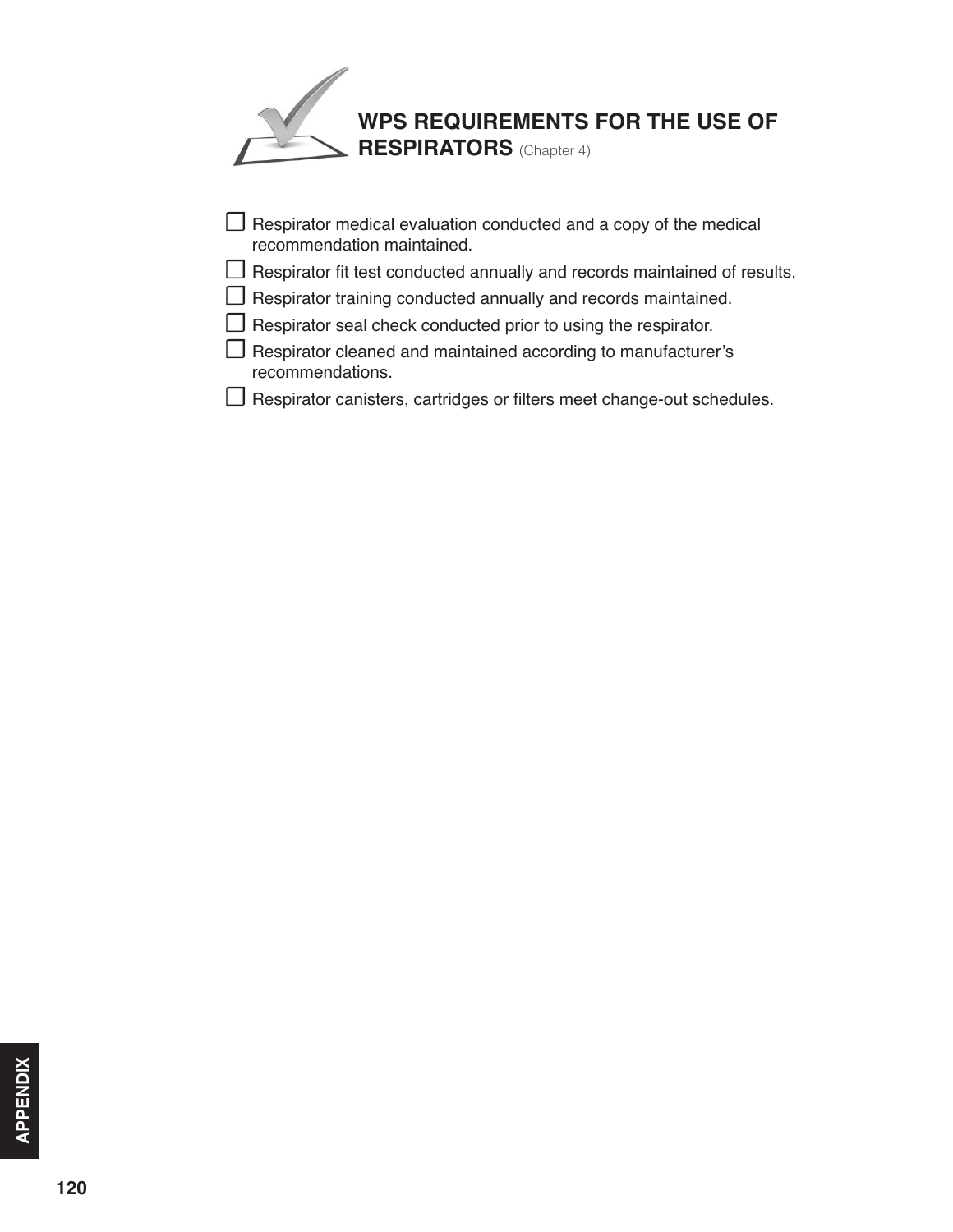## WPS REQUIREMENTS FOR THE USE OF RESPIRATORS (Chapter 4)

- ☐ Respirator medical evaluation conducted and a copy of the medical recommendation maintained.
- ☐ Respirator fit test conducted annually and records maintained of results.
- ☐ Respirator training conducted annually and records maintained.
- ☐ Respirator seal check conducted prior to using the respirator.
- ☐ Respirator cleaned and maintained according to manufacturer's recommendations.
- ☐ Respirator canisters, cartridges or filters meet change-out schedules.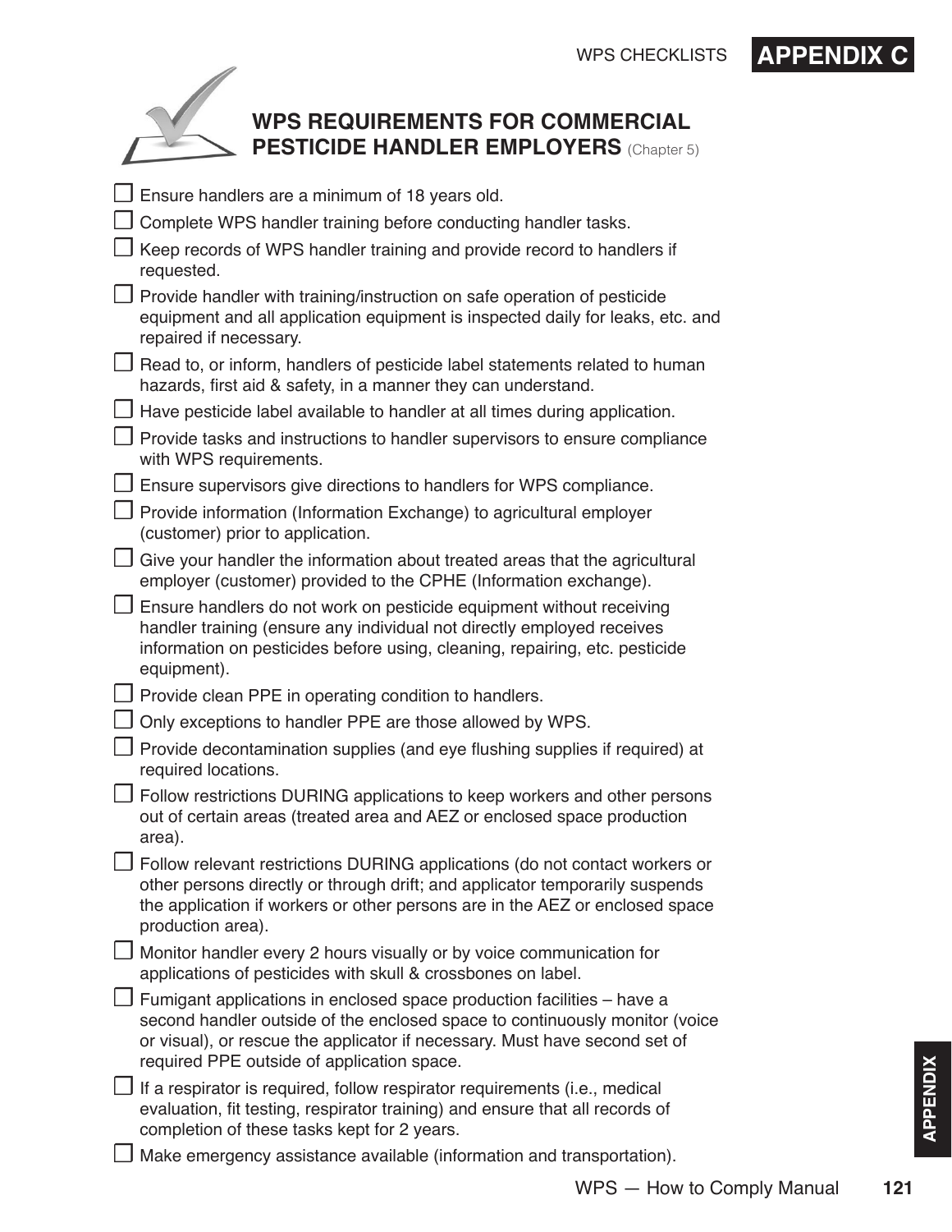## WPS REQUIREMENTS FOR COMMERCIAL PESTICIDE HANDLER EMPLOYERS (Chapter 5)

- [ ] Ensure handlers are a minimum of 18 years old.
- [ ] Complete WPS handler training before conducting handler tasks.
- [ ] Keep records of WPS handler training and provide record to handlers if requested.
- [ ] Provide handler with training/instruction on safe operation of pesticide equipment and all application equipment is inspected daily for leaks, etc. and repaired if necessary.
- [ ] Read to, or inform, handlers of pesticide label statements related to human hazards, first aid & safety, in a manner they can understand.
- [ ] Have pesticide label available to handler at all times during application.
- [ ] Provide tasks and instructions to handler supervisors to ensure compliance with WPS requirements.
- [ ] Ensure supervisors give directions to handlers for WPS compliance.
- [ ] Provide information (Information Exchange) to agricultural employer (customer) prior to application.
- [ ] Give your handler the information about treated areas that the agricultural employer (customer) provided to the CPHE (Information exchange).
- [ ] Ensure handlers do not work on pesticide equipment without receiving handler training (ensure any individual not directly employed receives information on pesticides before using, cleaning, repairing, etc. pesticide equipment).
- [ ] Provide clean PPE in operating condition to handlers.
- [ ] Only exceptions to handler PPE are those allowed by WPS.
- [ ] Provide decontamination supplies (and eye flushing supplies if required) at required locations.
- [ ] Follow restrictions DURING applications to keep workers and other persons out of certain areas (treated area and AEZ or enclosed space production area).
- [ ] Follow relevant restrictions DURING applications (do not contact workers or other persons directly or through drift; and applicator temporarily suspends the application if workers or other persons are in the AEZ or enclosed space production area).
- [ ] Monitor handler every 2 hours visually or by voice communication for applications of pesticides with skull & crossbones on label.
- [ ] Fumigant applications in enclosed space production facilities – have a second handler outside of the enclosed space to continuously monitor (voice or visual), or rescue the applicator if necessary. Must have second set of required PPE outside of application space.
- [ ] If a respirator is required, follow respirator requirements (i.e., medical evaluation, fit testing, respirator training) and ensure that all records of completion of these tasks kept for 2 years.
- [ ] Make emergency assistance available (information and transportation).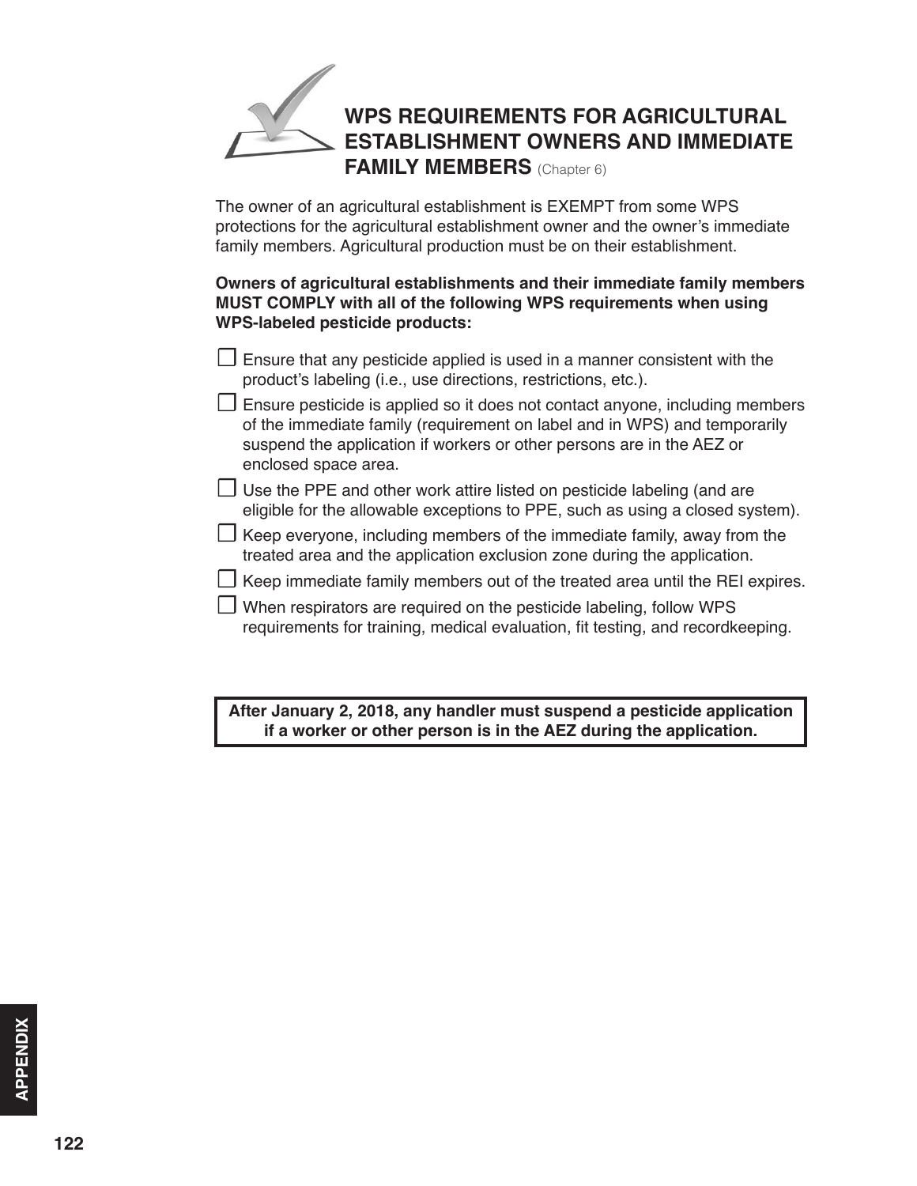# WPS REQUIREMENTS FOR AGRICULTURAL ESTABLISHMENT OWNERS AND IMMEDIATE FAMILY MEMBERS (Chapter 6)

The owner of an agricultural establishment is EXEMPT from some WPS protections for the agricultural establishment owner and the owner's immediate family members. Agricultural production must be on their establishment.

**Owners of agricultural establishments and their immediate family members MUST COMPLY with all of the following WPS requirements when using WPS-labeled pesticide products:**

- ☐ Ensure that any pesticide applied is used in a manner consistent with the product's labeling (i.e., use directions, restrictions, etc.).
- ☐ Ensure pesticide is applied so it does not contact anyone, including members of the immediate family (requirement on label and in WPS) and temporarily suspend the application if workers or other persons are in the AEZ or enclosed space area.
- ☐ Use the PPE and other work attire listed on pesticide labeling (and are eligible for the allowable exceptions to PPE, such as using a closed system).
- ☐ Keep everyone, including members of the immediate family, away from the treated area and the application exclusion zone during the application.
- ☐ Keep immediate family members out of the treated area until the REI expires.
- ☐ When respirators are required on the pesticide labeling, follow WPS requirements for training, medical evaluation, fit testing, and recordkeeping.

**After January 2, 2018, any handler must suspend a pesticide application if a worker or other person is in the AEZ during the application.**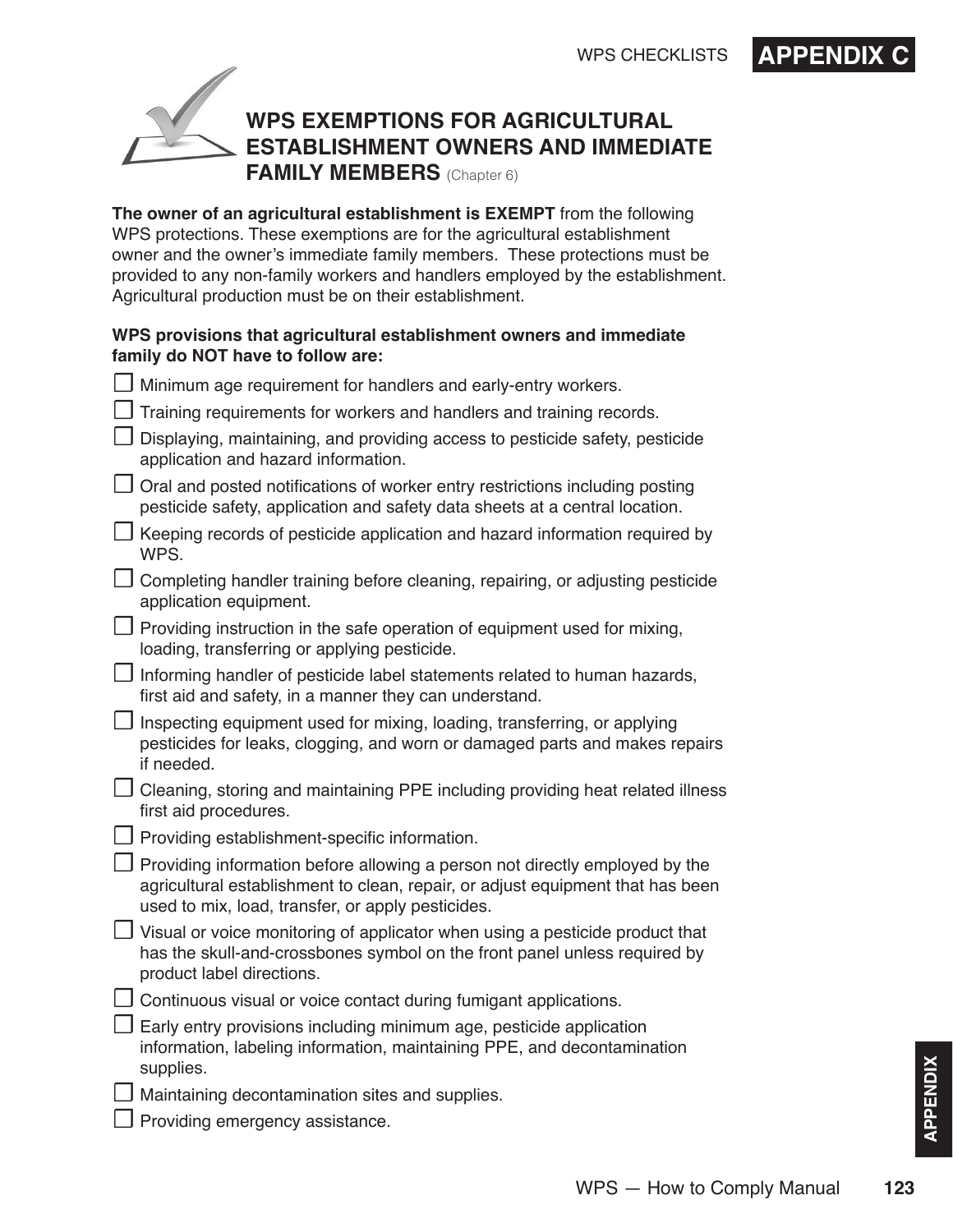## WPS EXEMPTIONS FOR AGRICULTURAL ESTABLISHMENT OWNERS AND IMMEDIATE FAMILY MEMBERS (Chapter 6)

**The owner of an agricultural establishment is EXEMPT** from the following WPS protections. These exemptions are for the agricultural establishment owner and the owner's immediate family members. These protections must be provided to any non-family workers and handlers employed by the establishment. Agricultural production must be on their establishment.

**WPS provisions that agricultural establishment owners and immediate family do NOT have to follow are:**

- ☐ Minimum age requirement for handlers and early-entry workers.
- ☐ Training requirements for workers and handlers and training records.
- ☐ Displaying, maintaining, and providing access to pesticide safety, pesticide application and hazard information.
- ☐ Oral and posted notifications of worker entry restrictions including posting pesticide safety, application and safety data sheets at a central location.
- ☐ Keeping records of pesticide application and hazard information required by WPS.
- ☐ Completing handler training before cleaning, repairing, or adjusting pesticide application equipment.
- ☐ Providing instruction in the safe operation of equipment used for mixing, loading, transferring or applying pesticide.
- ☐ Informing handler of pesticide label statements related to human hazards, first aid and safety, in a manner they can understand.
- ☐ Inspecting equipment used for mixing, loading, transferring, or applying pesticides for leaks, clogging, and worn or damaged parts and makes repairs if needed.
- ☐ Cleaning, storing and maintaining PPE including providing heat related illness first aid procedures.
- ☐ Providing establishment-specific information.
- ☐ Providing information before allowing a person not directly employed by the agricultural establishment to clean, repair, or adjust equipment that has been used to mix, load, transfer, or apply pesticides.
- ☐ Visual or voice monitoring of applicator when using a pesticide product that has the skull-and-crossbones symbol on the front panel unless required by product label directions.
- ☐ Continuous visual or voice contact during fumigant applications.
- ☐ Early entry provisions including minimum age, pesticide application information, labeling information, maintaining PPE, and decontamination supplies.
- ☐ Maintaining decontamination sites and supplies.
- ☐ Providing emergency assistance.